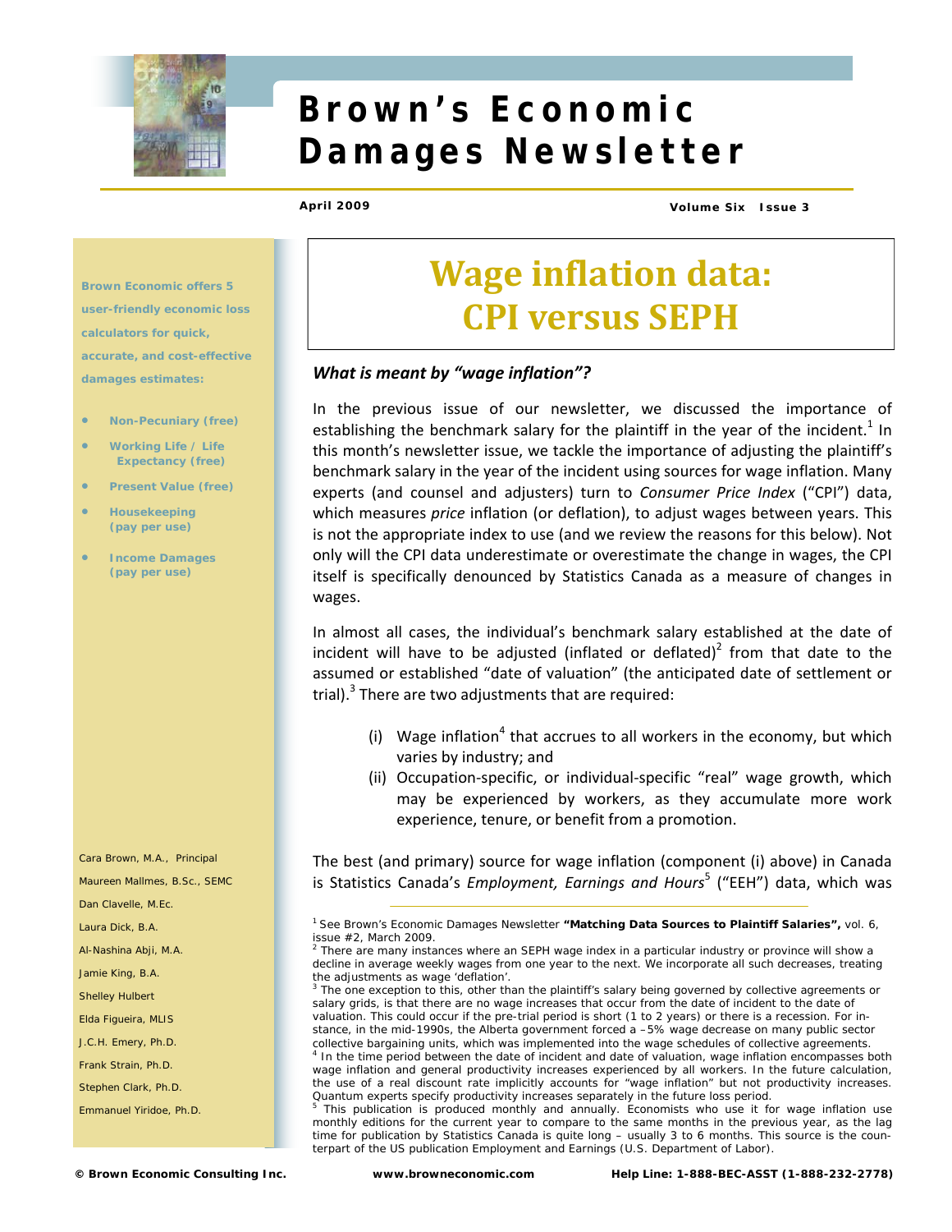# Brown's Economic Damages Newsletter

April 2009 Volume Six Issue 3

Brown Economic offers 5 user-friendly economic loss calculators for quick, accurate, and cost-effective damages estimates:

- Non-Pecuniary (free)
- Working Life / Life Expectancy (free)
- Present Value (free)
- Housekeeping (pay per use)
- Income Damages (pay per use)

Cara Brown, M.A., Principal
Maureen Mallmes, B.Sc., SEMC
Dan Clavelle, M.Ec.
Laura Dick, B.A.
Al-Nashina Abji, M.A.
Jamie King, B.A.
Shelley Hulbert
Elda Figueira, MLIS
J.C.H. Emery, Ph.D.
Frank Strain, Ph.D.
Stephen Clark, Ph.D.
Emmanuel Yiridoe, Ph.D.

## Wage inflation data: CPI versus SEPH

### *What is meant by "wage inflation"?*

In the previous issue of our newsletter, we discussed the importance of establishing the benchmark salary for the plaintiff in the year of the incident.[1] In this month's newsletter issue, we tackle the importance of adjusting the plaintiff's benchmark salary in the year of the incident using sources for wage inflation. Many experts (and counsel and adjusters) turn to *Consumer Price Index* ("CPI") data, which measures *price* inflation (or deflation), to adjust wages between years. This is not the appropriate index to use (and we review the reasons for this below). Not only will the CPI data underestimate or overestimate the change in wages, the CPI itself is specifically denounced by Statistics Canada as a measure of changes in wages.

In almost all cases, the individual's benchmark salary established at the date of incident will have to be adjusted (inflated or deflated)[2] from that date to the assumed or established "date of valuation" (the anticipated date of settlement or trial).[3] There are two adjustments that are required:

(i) Wage inflation[4] that accrues to all workers in the economy, but which varies by industry; and
(ii) Occupation-specific, or individual-specific "real" wage growth, which may be experienced by workers, as they accumulate more work experience, tenure, or benefit from a promotion.

The best (and primary) source for wage inflation (component (i) above) in Canada is Statistics Canada's *Employment, Earnings and Hours*[5] ("EEH") data, which was

---

[1] See Brown's Economic Damages Newsletter **"Matching Data Sources to Plaintiff Salaries",** vol. 6, issue #2, March 2009.

[2] There are many instances where an SEPH wage index in a particular industry or province will show a decline in average weekly wages from one year to the next. We incorporate all such decreases, treating the adjustments as wage 'deflation'.

[3] The one exception to this, other than the plaintiff's salary being governed by collective agreements or salary grids, is that there are no wage increases that occur from the date of incident to the date of valuation. This could occur if the pre-trial period is short (1 to 2 years) or there is a recession. For instance, in the mid-1990s, the Alberta government forced a –5% wage decrease on many public sector collective bargaining units, which was implemented into the wage schedules of collective agreements.

[4] In the time period between the date of incident and date of valuation, wage inflation encompasses both wage inflation and general productivity increases experienced by all workers. In the future calculation, the use of a real discount rate implicitly accounts for "wage inflation" but not productivity increases. Quantum experts specify productivity increases separately in the future loss period.

[5] This publication is produced monthly and annually. Economists who use it for wage inflation use monthly editions for the current year to compare to the same months in the previous year, as the lag time for publication by Statistics Canada is quite long – usually 3 to 6 months. This source is the counterpart of the US publication Employment and Earnings (U.S. Department of Labor).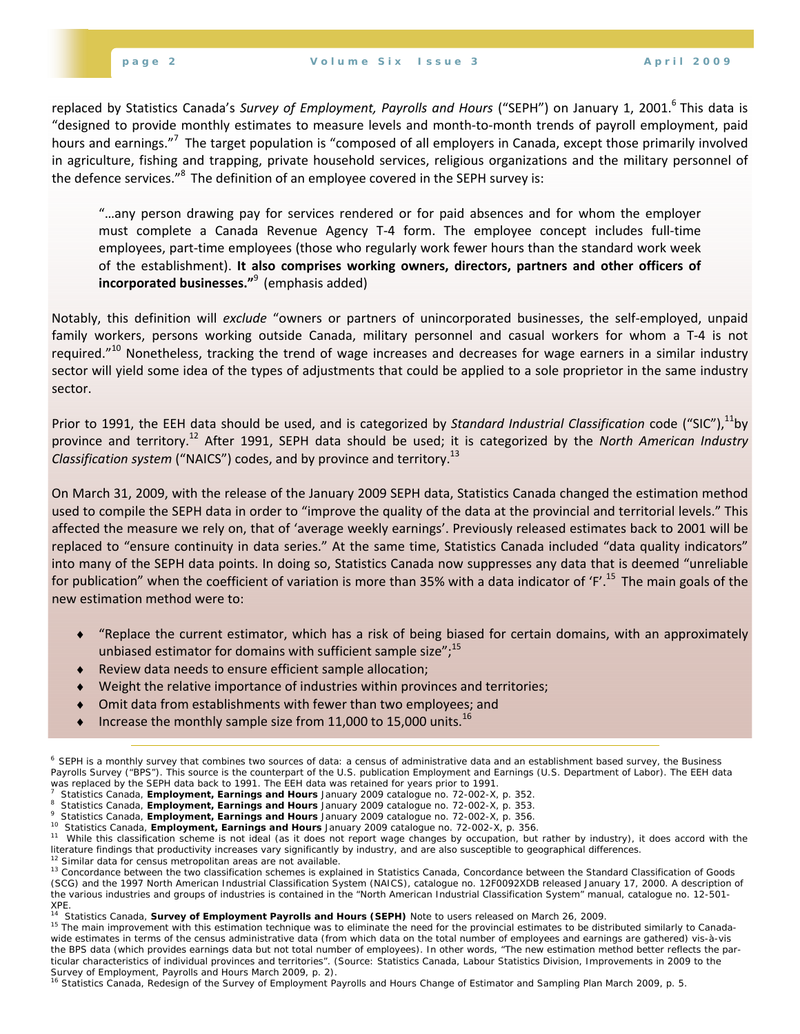replaced by Statistics Canada's *Survey of Employment, Payrolls and Hours* ("SEPH") on January 1, 2001.[6] This data is "designed to provide monthly estimates to measure levels and month-to-month trends of payroll employment, paid hours and earnings."[7] The target population is "composed of all employers in Canada, except those primarily involved in agriculture, fishing and trapping, private household services, religious organizations and the military personnel of the defence services."[8] The definition of an employee covered in the SEPH survey is:

> "…any person drawing pay for services rendered or for paid absences and for whom the employer must complete a Canada Revenue Agency T-4 form. The employee concept includes full-time employees, part-time employees (those who regularly work fewer hours than the standard work week of the establishment). **It also comprises working owners, directors, partners and other officers of incorporated businesses."**[9] (emphasis added)

Notably, this definition will *exclude* "owners or partners of unincorporated businesses, the self-employed, unpaid family workers, persons working outside Canada, military personnel and casual workers for whom a T-4 is not required."[10] Nonetheless, tracking the trend of wage increases and decreases for wage earners in a similar industry sector will yield some idea of the types of adjustments that could be applied to a sole proprietor in the same industry sector.

Prior to 1991, the EEH data should be used, and is categorized by *Standard Industrial Classification* code ("SIC"),[11]by province and territory.[12] After 1991, SEPH data should be used; it is categorized by the *North American Industry Classification system* ("NAICS") codes, and by province and territory.[13]

On March 31, 2009, with the release of the January 2009 SEPH data, Statistics Canada changed the estimation method used to compile the SEPH data in order to "improve the quality of the data at the provincial and territorial levels." This affected the measure we rely on, that of 'average weekly earnings'. Previously released estimates back to 2001 will be replaced to "ensure continuity in data series." At the same time, Statistics Canada included "data quality indicators" into many of the SEPH data points. In doing so, Statistics Canada now suppresses any data that is deemed "unreliable for publication" when the coefficient of variation is more than 35% with a data indicator of 'F'.[15] The main goals of the new estimation method were to:

- "Replace the current estimator, which has a risk of being biased for certain domains, with an approximately unbiased estimator for domains with sufficient sample size";[15]
- Review data needs to ensure efficient sample allocation;
- Weight the relative importance of industries within provinces and territories;
- Omit data from establishments with fewer than two employees; and
- Increase the monthly sample size from 11,000 to 15,000 units.[16]

---

[6] SEPH is a monthly survey that combines two sources of data: a census of administrative data and an establishment based survey, the Business Payrolls Survey ("BPS"). This source is the counterpart of the U.S. publication Employment and Earnings (U.S. Department of Labor). The EEH data was replaced by the SEPH data back to 1991. The EEH data was retained for years prior to 1991.

[7] Statistics Canada, **Employment, Earnings and Hours** January 2009 catalogue no. 72-002-X, p. 352.

[8] Statistics Canada, **Employment, Earnings and Hours** January 2009 catalogue no. 72-002-X, p. 353.

[9] Statistics Canada, **Employment, Earnings and Hours** January 2009 catalogue no. 72-002-X, p. 356.

[10] Statistics Canada, **Employment, Earnings and Hours** January 2009 catalogue no. 72-002-X, p. 356.

[11] While this classification scheme is not ideal (as it does not report wage changes by occupation, but rather by industry), it does accord with the literature findings that productivity increases vary significantly by industry, and are also susceptible to geographical differences.

[12] Similar data for census metropolitan areas are not available.

[13] Concordance between the two classification schemes is explained in Statistics Canada, Concordance between the Standard Classification of Goods (SCG) and the 1997 North American Industrial Classification System (NAICS), catalogue no. 12F0092XDB released January 17, 2000. A description of the various industries and groups of industries is contained in the "North American Industrial Classification System" manual, catalogue no. 12-501-XPE.

[14] Statistics Canada, **Survey of Employment Payrolls and Hours (SEPH)** Note to users released on March 26, 2009.

[15] The main improvement with this estimation technique was to eliminate the need for the provincial estimates to be distributed similarly to Canada-wide estimates in terms of the census administrative data (from which data on the total number of employees and earnings are gathered) vis-à-vis the BPS data (which provides earnings data but not total number of employees). In other words, "The new estimation method better reflects the particular characteristics of individual provinces and territories". (Source: Statistics Canada, Labour Statistics Division, Improvements in 2009 to the Survey of Employment, Payrolls and Hours March 2009, p. 2).

[16] Statistics Canada, Redesign of the Survey of Employment Payrolls and Hours Change of Estimator and Sampling Plan March 2009, p. 5.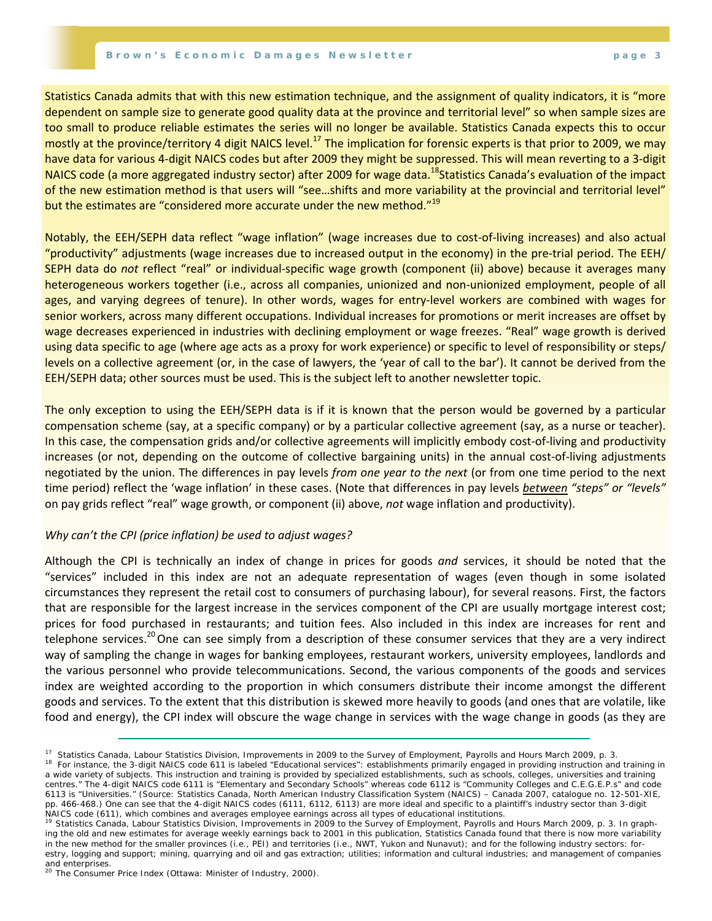Statistics Canada admits that with this new estimation technique, and the assignment of quality indicators, it is "more dependent on sample size to generate good quality data at the province and territorial level" so when sample sizes are too small to produce reliable estimates the series will no longer be available. Statistics Canada expects this to occur mostly at the province/territory 4 digit NAICS level.[17] The implication for forensic experts is that prior to 2009, we may have data for various 4-digit NAICS codes but after 2009 they might be suppressed. This will mean reverting to a 3-digit NAICS code (a more aggregated industry sector) after 2009 for wage data.[18] Statistics Canada's evaluation of the impact of the new estimation method is that users will "see…shifts and more variability at the provincial and territorial level" but the estimates are "considered more accurate under the new method."[19]

Notably, the EEH/SEPH data reflect "wage inflation" (wage increases due to cost-of-living increases) and also actual "productivity" adjustments (wage increases due to increased output in the economy) in the pre-trial period. The EEH/SEPH data do *not* reflect "real" or individual-specific wage growth (component (ii) above) because it averages many heterogeneous workers together (i.e., across all companies, unionized and non-unionized employment, people of all ages, and varying degrees of tenure). In other words, wages for entry-level workers are combined with wages for senior workers, across many different occupations. Individual increases for promotions or merit increases are offset by wage decreases experienced in industries with declining employment or wage freezes. "Real" wage growth is derived using data specific to age (where age acts as a proxy for work experience) or specific to level of responsibility or steps/levels on a collective agreement (or, in the case of lawyers, the 'year of call to the bar'). It cannot be derived from the EEH/SEPH data; other sources must be used. This is the subject left to another newsletter topic.

The only exception to using the EEH/SEPH data is if it is known that the person would be governed by a particular compensation scheme (say, at a specific company) or by a particular collective agreement (say, as a nurse or teacher). In this case, the compensation grids and/or collective agreements will implicitly embody cost-of-living and productivity increases (or not, depending on the outcome of collective bargaining units) in the annual cost-of-living adjustments negotiated by the union. The differences in pay levels *from one year to the next* (or from one time period to the next time period) reflect the 'wage inflation' in these cases. (Note that differences in pay levels ***between*** *"steps" or "levels"* on pay grids reflect "real" wage growth, or component (ii) above, *not* wage inflation and productivity).

*Why can't the CPI (price inflation) be used to adjust wages?*

Although the CPI is technically an index of change in prices for goods *and* services, it should be noted that the "services" included in this index are not an adequate representation of wages (even though in some isolated circumstances they represent the retail cost to consumers of purchasing labour), for several reasons. First, the factors that are responsible for the largest increase in the services component of the CPI are usually mortgage interest cost; prices for food purchased in restaurants; and tuition fees. Also included in this index are increases for rent and telephone services.[20] One can see simply from a description of these consumer services that they are a very indirect way of sampling the change in wages for banking employees, restaurant workers, university employees, landlords and the various personnel who provide telecommunications. Second, the various components of the goods and services index are weighted according to the proportion in which consumers distribute their income amongst the different goods and services. To the extent that this distribution is skewed more heavily to goods (and ones that are volatile, like food and energy), the CPI index will obscure the wage change in services with the wage change in goods (as they are

---

[17] Statistics Canada, Labour Statistics Division, Improvements in 2009 to the Survey of Employment, Payrolls and Hours March 2009, p. 3.

[18] For instance, the 3-digit NAICS code 611 is labeled "Educational services": establishments primarily engaged in providing instruction and training in a wide variety of subjects. This instruction and training is provided by specialized establishments, such as schools, colleges, universities and training centres." The 4-digit NAICS code 6111 is "Elementary and Secondary Schools" whereas code 6112 is "Community Colleges and C.E.G.E.P.s" and code 6113 is "Universities." (Source: Statistics Canada, North American Industry Classification System (NAICS) – Canada 2007, catalogue no. 12-501-XIE, pp. 466-468.) One can see that the 4-digit NAICS codes (6111, 6112, 6113) are more ideal and specific to a plaintiff's industry sector than 3-digit NAICS code (611), which combines and averages employee earnings across all types of educational institutions.

[19] Statistics Canada, Labour Statistics Division, Improvements in 2009 to the Survey of Employment, Payrolls and Hours March 2009, p. 3. In graphing the old and new estimates for average weekly earnings back to 2001 in this publication, Statistics Canada found that there is now more variability in the new method for the smaller provinces (i.e., PEI) and territories (i.e., NWT, Yukon and Nunavut); and for the following industry sectors: forestry, logging and support; mining, quarrying and oil and gas extraction; utilities; information and cultural industries; and management of companies and enterprises.

[20] The Consumer Price Index (Ottawa: Minister of Industry, 2000).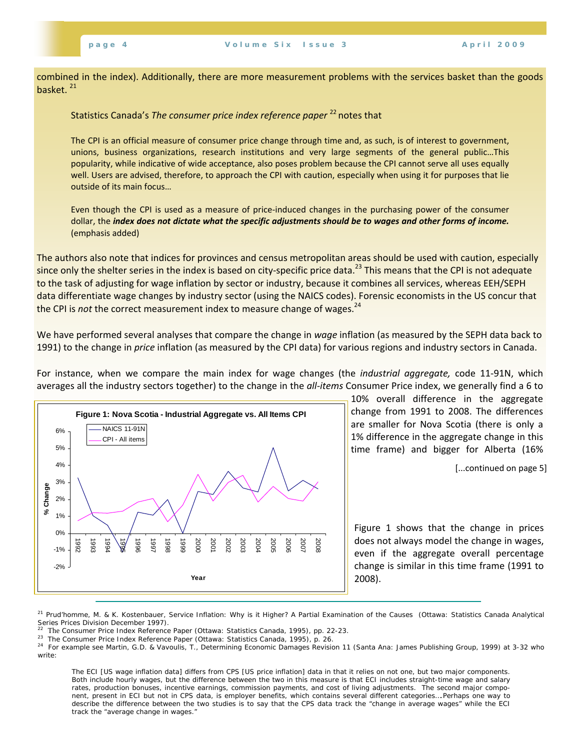combined in the index). Additionally, there are more measurement problems with the services basket than the goods basket. [21]

Statistics Canada's *The consumer price index reference paper* [22] notes that

> The CPI is an official measure of consumer price change through time and, as such, is of interest to government, unions, business organizations, research institutions and very large segments of the general public…This popularity, while indicative of wide acceptance, also poses problem because the CPI cannot serve all uses equally well. Users are advised, therefore, to approach the CPI with caution, especially when using it for purposes that lie outside of its main focus…
>
> Even though the CPI is used as a measure of price-induced changes in the purchasing power of the consumer dollar, the ***index does not dictate what the specific adjustments should be to wages and other forms of income.*** (emphasis added)

The authors also note that indices for provinces and census metropolitan areas should be used with caution, especially since only the shelter series in the index is based on city-specific price data.[23] This means that the CPI is not adequate to the task of adjusting for wage inflation by sector or industry, because it combines all services, whereas EEH/SEPH data differentiate wage changes by industry sector (using the NAICS codes). Forensic economists in the US concur that the CPI is *not* the correct measurement index to measure change of wages.[24]

We have performed several analyses that compare the change in *wage* inflation (as measured by the SEPH data back to 1991) to the change in *price* inflation (as measured by the CPI data) for various regions and industry sectors in Canada.

For instance, when we compare the main index for wage changes (the *industrial aggregate,* code 11-91N, which averages all the industry sectors together) to the change in the *all-items* Consumer Price index, we generally find a 6 to 10% overall difference in the aggregate change from 1991 to 2008. The differences are smaller for Nova Scotia (there is only a 1% difference in the aggregate change in this time frame) and bigger for Alberta (16%

[...continued on page 5]

**Figure 1: Nova Scotia - Industrial Aggregate vs. All Items CPI**

Legend: NAICS 11-91N; CPI - All items. Y-axis: % Change (-2% to 6%). X-axis: Year (1992–2008).

Figure 1 shows that the change in prices does not always model the change in wages, even if the aggregate overall percentage change is similar in this time frame (1991 to 2008).

---

[21] Prud'homme, M. & K. Kostenbauer, Service Inflation: Why is it Higher? A Partial Examination of the Causes (Ottawa: Statistics Canada Analytical Series Prices Division December 1997).

[22] The Consumer Price Index Reference Paper (Ottawa: Statistics Canada, 1995), pp. 22-23.

[23] The Consumer Price Index Reference Paper (Ottawa: Statistics Canada, 1995), p. 26.

[24] For example see Martin, G.D. & Vavoulis, T., Determining Economic Damages Revision 11 (Santa Ana: James Publishing Group, 1999) at 3-32 who write:

> The ECI [US wage inflation data] differs from CPS [US price inflation] data in that it relies on not one, but two major components. Both include hourly wages, but the difference between the two in this measure is that ECI includes straight-time wage and salary rates, production bonuses, incentive earnings, commission payments, and cost of living adjustments. The second major component, present in ECI but not in CPS data, is employer benefits, which contains several different categories….Perhaps one way to describe the difference between the two studies is to say that the CPS data track the "change in average wages" while the ECI track the "average change in wages."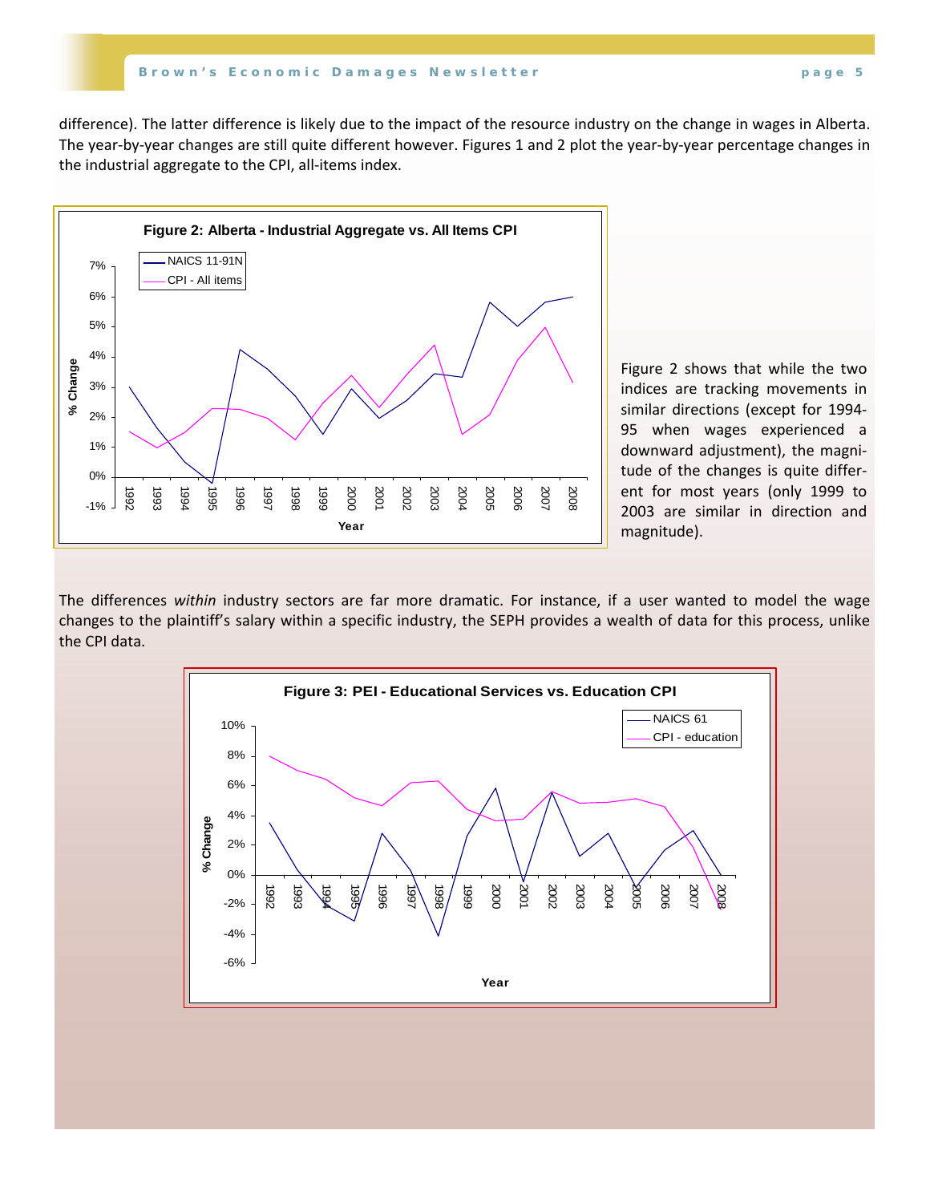difference). The latter difference is likely due to the impact of the resource industry on the change in wages in Alberta. The year-by-year changes are still quite different however. Figures 1 and 2 plot the year-by-year percentage changes in the industrial aggregate to the CPI, all-items index.

**Figure 2: Alberta - Industrial Aggregate vs. All Items CPI**

Figure 2 shows that while the two indices are tracking movements in similar directions (except for 1994-95 when wages experienced a downward adjustment), the magnitude of the changes is quite different for most years (only 1999 to 2003 are similar in direction and magnitude).

The differences *within* industry sectors are far more dramatic. For instance, if a user wanted to model the wage changes to the plaintiff's salary within a specific industry, the SEPH provides a wealth of data for this process, unlike the CPI data.

**Figure 3: PEI - Educational Services vs. Education CPI**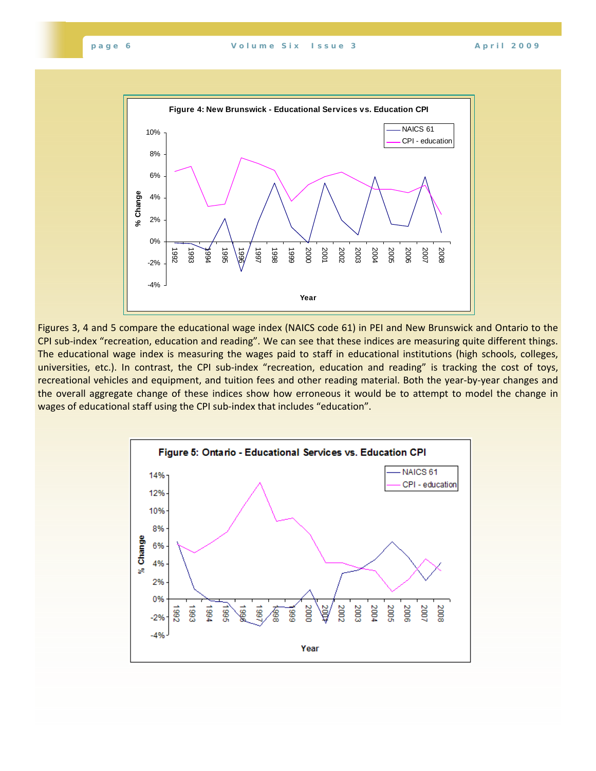**Figure 4: New Brunswick - Educational Services vs. Education CPI**

Figures 3, 4 and 5 compare the educational wage index (NAICS code 61) in PEI and New Brunswick and Ontario to the CPI sub-index “recreation, education and reading”. We can see that these indices are measuring quite different things. The educational wage index is measuring the wages paid to staff in educational institutions (high schools, colleges, universities, etc.). In contrast, the CPI sub-index “recreation, education and reading” is tracking the cost of toys, recreational vehicles and equipment, and tuition fees and other reading material. Both the year-by-year changes and the overall aggregate change of these indices show how erroneous it would be to attempt to model the change in wages of educational staff using the CPI sub-index that includes “education”.

**Figure 5: Ontario - Educational Services vs. Education CPI**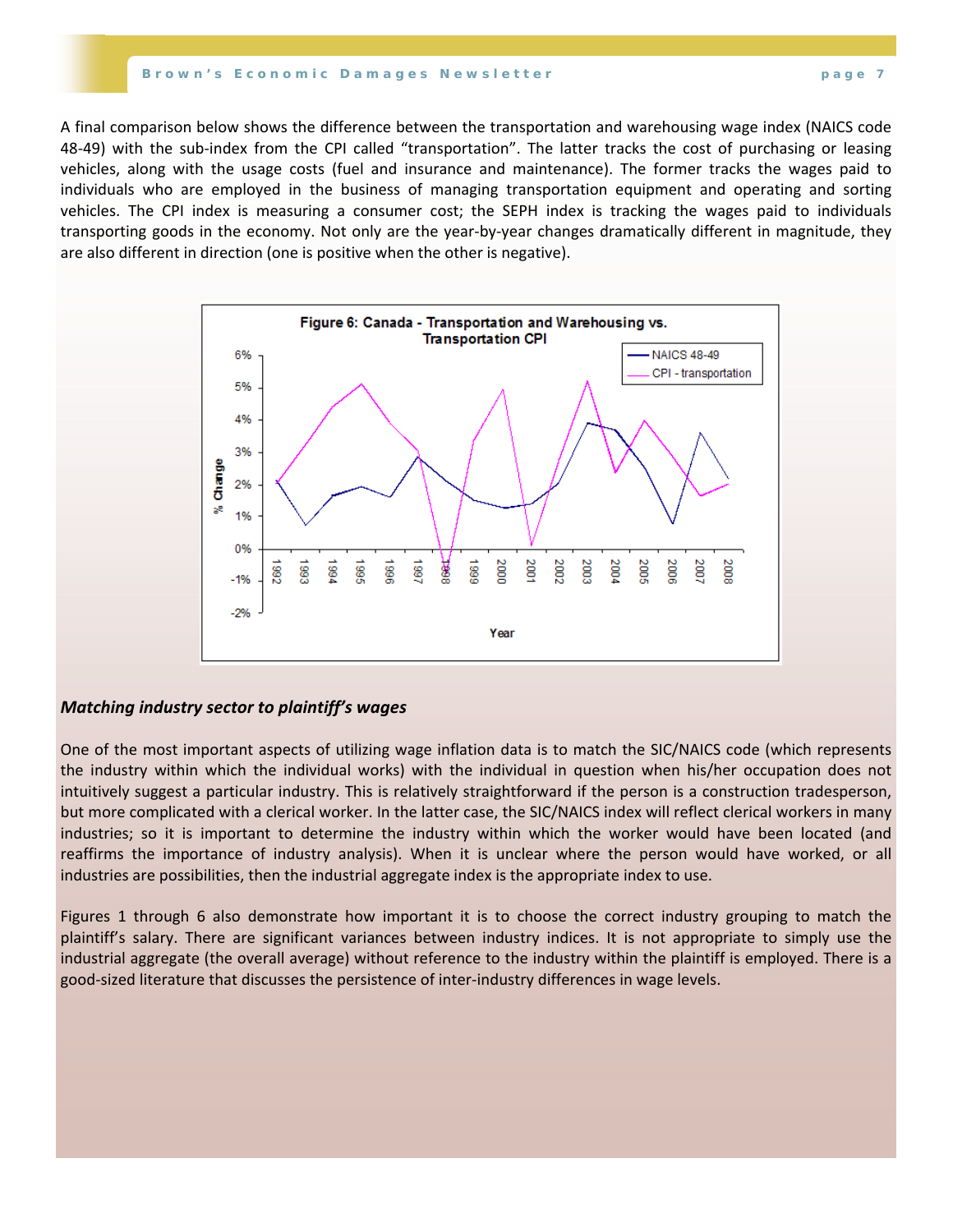A final comparison below shows the difference between the transportation and warehousing wage index (NAICS code 48-49) with the sub-index from the CPI called “transportation”. The latter tracks the cost of purchasing or leasing vehicles, along with the usage costs (fuel and insurance and maintenance). The former tracks the wages paid to individuals who are employed in the business of managing transportation equipment and operating and sorting vehicles. The CPI index is measuring a consumer cost; the SEPH index is tracking the wages paid to individuals transporting goods in the economy. Not only are the year-by-year changes dramatically different in magnitude, they are also different in direction (one is positive when the other is negative).

Figure 6: Canada - Transportation and Warehousing vs. Transportation CPI

### *Matching industry sector to plaintiff’s wages*

One of the most important aspects of utilizing wage inflation data is to match the SIC/NAICS code (which represents the industry within which the individual works) with the individual in question when his/her occupation does not intuitively suggest a particular industry. This is relatively straightforward if the person is a construction tradesperson, but more complicated with a clerical worker. In the latter case, the SIC/NAICS index will reflect clerical workers in many industries; so it is important to determine the industry within which the worker would have been located (and reaffirms the importance of industry analysis). When it is unclear where the person would have worked, or all industries are possibilities, then the industrial aggregate index is the appropriate index to use.

Figures 1 through 6 also demonstrate how important it is to choose the correct industry grouping to match the plaintiff’s salary. There are significant variances between industry indices. It is not appropriate to simply use the industrial aggregate (the overall average) without reference to the industry within the plaintiff is employed. There is a good-sized literature that discusses the persistence of inter-industry differences in wage levels.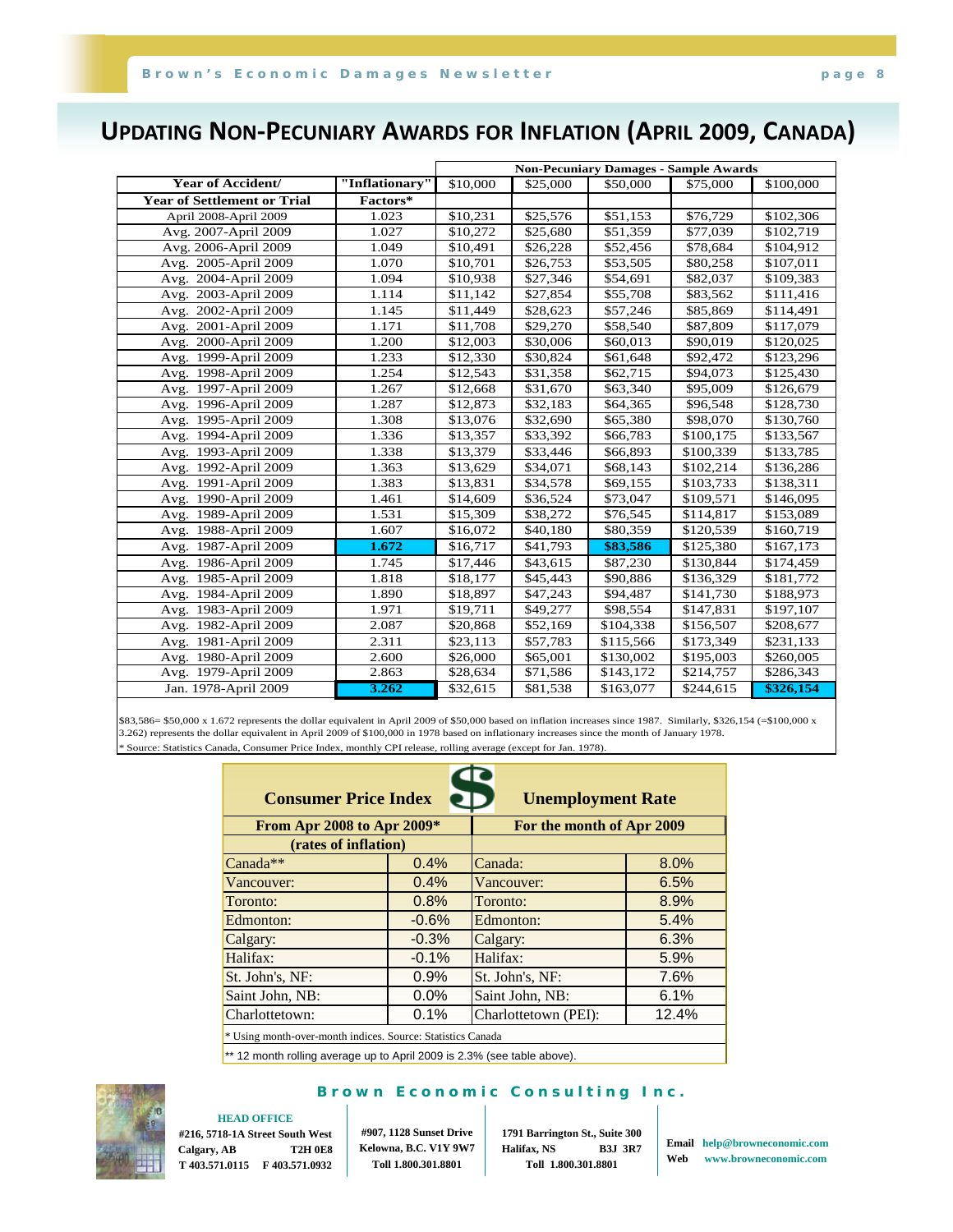## UPDATING NON-PECUNIARY AWARDS FOR INFLATION (APRIL 2009, CANADA)

| Year of Accident/ Year of Settlement or Trial | "Inflationary" Factors* | Non-Pecuniary Damages - Sample Awards | | | | |
|---|---|---|---|---|---|---|
| | | $10,000 | $25,000 | $50,000 | $75,000 | $100,000 |
| April 2008-April 2009 | 1.023 | $10,231 | $25,576 | $51,153 | $76,729 | $102,306 |
| Avg. 2007-April 2009 | 1.027 | $10,272 | $25,680 | $51,359 | $77,039 | $102,719 |
| Avg. 2006-April 2009 | 1.049 | $10,491 | $26,228 | $52,456 | $78,684 | $104,912 |
| Avg. 2005-April 2009 | 1.070 | $10,701 | $26,753 | $53,505 | $80,258 | $107,011 |
| Avg. 2004-April 2009 | 1.094 | $10,938 | $27,346 | $54,691 | $82,037 | $109,383 |
| Avg. 2003-April 2009 | 1.114 | $11,142 | $27,854 | $55,708 | $83,562 | $111,416 |
| Avg. 2002-April 2009 | 1.145 | $11,449 | $28,623 | $57,246 | $85,869 | $114,491 |
| Avg. 2001-April 2009 | 1.171 | $11,708 | $29,270 | $58,540 | $87,809 | $117,079 |
| Avg. 2000-April 2009 | 1.200 | $12,003 | $30,006 | $60,013 | $90,019 | $120,025 |
| Avg. 1999-April 2009 | 1.233 | $12,330 | $30,824 | $61,648 | $92,472 | $123,296 |
| Avg. 1998-April 2009 | 1.254 | $12,543 | $31,358 | $62,715 | $94,073 | $125,430 |
| Avg. 1997-April 2009 | 1.267 | $12,668 | $31,670 | $63,340 | $95,009 | $126,679 |
| Avg. 1996-April 2009 | 1.287 | $12,873 | $32,183 | $64,365 | $96,548 | $128,730 |
| Avg. 1995-April 2009 | 1.308 | $13,076 | $32,690 | $65,380 | $98,070 | $130,760 |
| Avg. 1994-April 2009 | 1.336 | $13,357 | $33,392 | $66,783 | $100,175 | $133,567 |
| Avg. 1993-April 2009 | 1.338 | $13,379 | $33,446 | $66,893 | $100,339 | $133,785 |
| Avg. 1992-April 2009 | 1.363 | $13,629 | $34,071 | $68,143 | $102,214 | $136,286 |
| Avg. 1991-April 2009 | 1.383 | $13,831 | $34,578 | $69,155 | $103,733 | $138,311 |
| Avg. 1990-April 2009 | 1.461 | $14,609 | $36,524 | $73,047 | $109,571 | $146,095 |
| Avg. 1989-April 2009 | 1.531 | $15,309 | $38,272 | $76,545 | $114,817 | $153,089 |
| Avg. 1988-April 2009 | 1.607 | $16,072 | $40,180 | $80,359 | $120,539 | $160,719 |
| Avg. 1987-April 2009 | **1.672** | $16,717 | $41,793 | **$83,586** | $125,380 | $167,173 |
| Avg. 1986-April 2009 | 1.745 | $17,446 | $43,615 | $87,230 | $130,844 | $174,459 |
| Avg. 1985-April 2009 | 1.818 | $18,177 | $45,443 | $90,886 | $136,329 | $181,772 |
| Avg. 1984-April 2009 | 1.890 | $18,897 | $47,243 | $94,487 | $141,730 | $188,973 |
| Avg. 1983-April 2009 | 1.971 | $19,711 | $49,277 | $98,554 | $147,831 | $197,107 |
| Avg. 1982-April 2009 | 2.087 | $20,868 | $52,169 | $104,338 | $156,507 | $208,677 |
| Avg. 1981-April 2009 | 2.311 | $23,113 | $57,783 | $115,566 | $173,349 | $231,133 |
| Avg. 1980-April 2009 | 2.600 | $26,000 | $65,001 | $130,002 | $195,003 | $260,005 |
| Avg. 1979-April 2009 | 2.863 | $28,634 | $71,586 | $143,172 | $214,757 | $286,343 |
| Jan. 1978-April 2009 | **3.262** | $32,615 | $81,538 | $163,077 | $244,615 | **$326,154** |

$83,586= $50,000 x 1.672 represents the dollar equivalent in April 2009 of $50,000 based on inflation increases since 1987. Similarly, $326,154 (=$100,000 x 3.262) represents the dollar equivalent in April 2009 of $100,000 in 1978 based on inflationary increases since the month of January 1978.

* Source: Statistics Canada, Consumer Price Index, monthly CPI release, rolling average (except for Jan. 1978).

| Consumer Price Index | | Unemployment Rate | |
|---|---|---|---|
| From Apr 2008 to Apr 2009* (rates of inflation) | | For the month of Apr 2009 | |
| Canada** | 0.4% | Canada: | 8.0% |
| Vancouver: | 0.4% | Vancouver: | 6.5% |
| Toronto: | 0.8% | Toronto: | 8.9% |
| Edmonton: | -0.6% | Edmonton: | 5.4% |
| Calgary: | -0.3% | Calgary: | 6.3% |
| Halifax: | -0.1% | Halifax: | 5.9% |
| St. John's, NF: | 0.9% | St. John's, NF: | 7.6% |
| Saint John, NB: | 0.0% | Saint John, NB: | 6.1% |
| Charlottetown: | 0.1% | Charlottetown (PEI): | 12.4% |

* Using month-over-month indices. Source: Statistics Canada

** 12 month rolling average up to April 2009 is 2.3% (see table above).

**Brown Economic Consulting Inc.**

**HEAD OFFICE**
**#216, 5718-1A Street South West**
**Calgary, AB T2H 0E8**
**T 403.571.0115 F 403.571.0932**

**#907, 1128 Sunset Drive**
**Kelowna, B.C. V1Y 9W7**
**Toll 1.800.301.8801**

**1791 Barrington St., Suite 300**
**Halifax, NS B3J 3R7**
**Toll 1.800.301.8801**

**Email** help@browneconomic.com
**Web** www.browneconomic.com